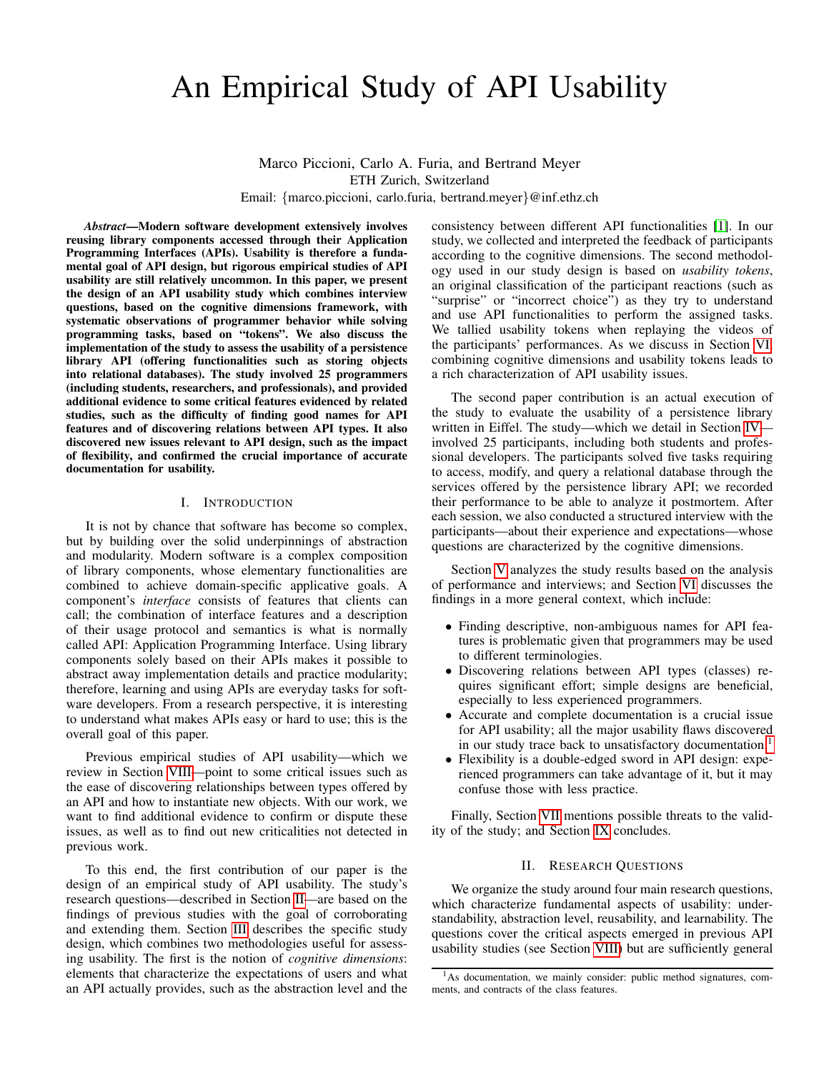# An Empirical Study of API Usability

Marco Piccioni, Carlo A. Furia, and Bertrand Meyer
ETH Zurich, Switzerland
Email: {marco.piccioni, carlo.furia, bertrand.meyer}@inf.ethz.ch

***Abstract*—Modern software development extensively involves reusing library components accessed through their Application Programming Interfaces (APIs). Usability is therefore a fundamental goal of API design, but rigorous empirical studies of API usability are still relatively uncommon. In this paper, we present the design of an API usability study which combines interview questions, based on the cognitive dimensions framework, with systematic observations of programmer behavior while solving programming tasks, based on "tokens". We also discuss the implementation of the study to assess the usability of a persistence library API (offering functionalities such as storing objects into relational databases). The study involved 25 programmers (including students, researchers, and professionals), and provided additional evidence to some critical features evidenced by related studies, such as the difficulty of finding good names for API features and of discovering relations between API types. It also discovered new issues relevant to API design, such as the impact of flexibility, and confirmed the crucial importance of accurate documentation for usability.**

## I. Introduction

It is not by chance that software has become so complex, but by building over the solid underpinnings of abstraction and modularity. Modern software is a complex composition of library components, whose elementary functionalities are combined to achieve domain-specific applicative goals. A component's *interface* consists of features that clients can call; the combination of interface features and a description of their usage protocol and semantics is what is normally called API: Application Programming Interface. Using library components solely based on their APIs makes it possible to abstract away implementation details and practice modularity; therefore, learning and using APIs are everyday tasks for software developers. From a research perspective, it is interesting to understand what makes APIs easy or hard to use; this is the overall goal of this paper.

Previous empirical studies of API usability—which we review in Section VIII—point to some critical issues such as the ease of discovering relationships between types offered by an API and how to instantiate new objects. With our work, we want to find additional evidence to confirm or dispute these issues, as well as to find out new criticalities not detected in previous work.

To this end, the first contribution of our paper is the design of an empirical study of API usability. The study's research questions—described in Section II—are based on the findings of previous studies with the goal of corroborating and extending them. Section III describes the specific study design, which combines two methodologies useful for assessing usability. The first is the notion of *cognitive dimensions*: elements that characterize the expectations of users and what an API actually provides, such as the abstraction level and the consistency between different API functionalities [1]. In our study, we collected and interpreted the feedback of participants according to the cognitive dimensions. The second methodology used in our study design is based on *usability tokens*, an original classification of the participant reactions (such as "surprise" or "incorrect choice") as they try to understand and use API functionalities to perform the assigned tasks. We tallied usability tokens when replaying the videos of the participants' performances. As we discuss in Section VI, combining cognitive dimensions and usability tokens leads to a rich characterization of API usability issues.

The second paper contribution is an actual execution of the study to evaluate the usability of a persistence library written in Eiffel. The study—which we detail in Section IV—involved 25 participants, including both students and professional developers. The participants solved five tasks requiring to access, modify, and query a relational database through the services offered by the persistence library API; we recorded their performance to be able to analyze it postmortem. After each session, we also conducted a structured interview with the participants—about their experience and expectations—whose questions are characterized by the cognitive dimensions.

Section V analyzes the study results based on the analysis of performance and interviews; and Section VI discusses the findings in a more general context, which include:

- Finding descriptive, non-ambiguous names for API features is problematic given that programmers may be used to different terminologies.
- Discovering relations between API types (classes) requires significant effort; simple designs are beneficial, especially to less experienced programmers.
- Accurate and complete documentation is a crucial issue for API usability; all the major usability flaws discovered in our study trace back to unsatisfactory documentation.[1]
- Flexibility is a double-edged sword in API design: experienced programmers can take advantage of it, but it may confuse those with less practice.

Finally, Section VII mentions possible threats to the validity of the study; and Section IX concludes.

## II. Research Questions

We organize the study around four main research questions, which characterize fundamental aspects of usability: understandability, abstraction level, reusability, and learnability. The questions cover the critical aspects emerged in previous API usability studies (see Section VIII) but are sufficiently general

[1] As documentation, we mainly consider: public method signatures, comments, and contracts of the class features.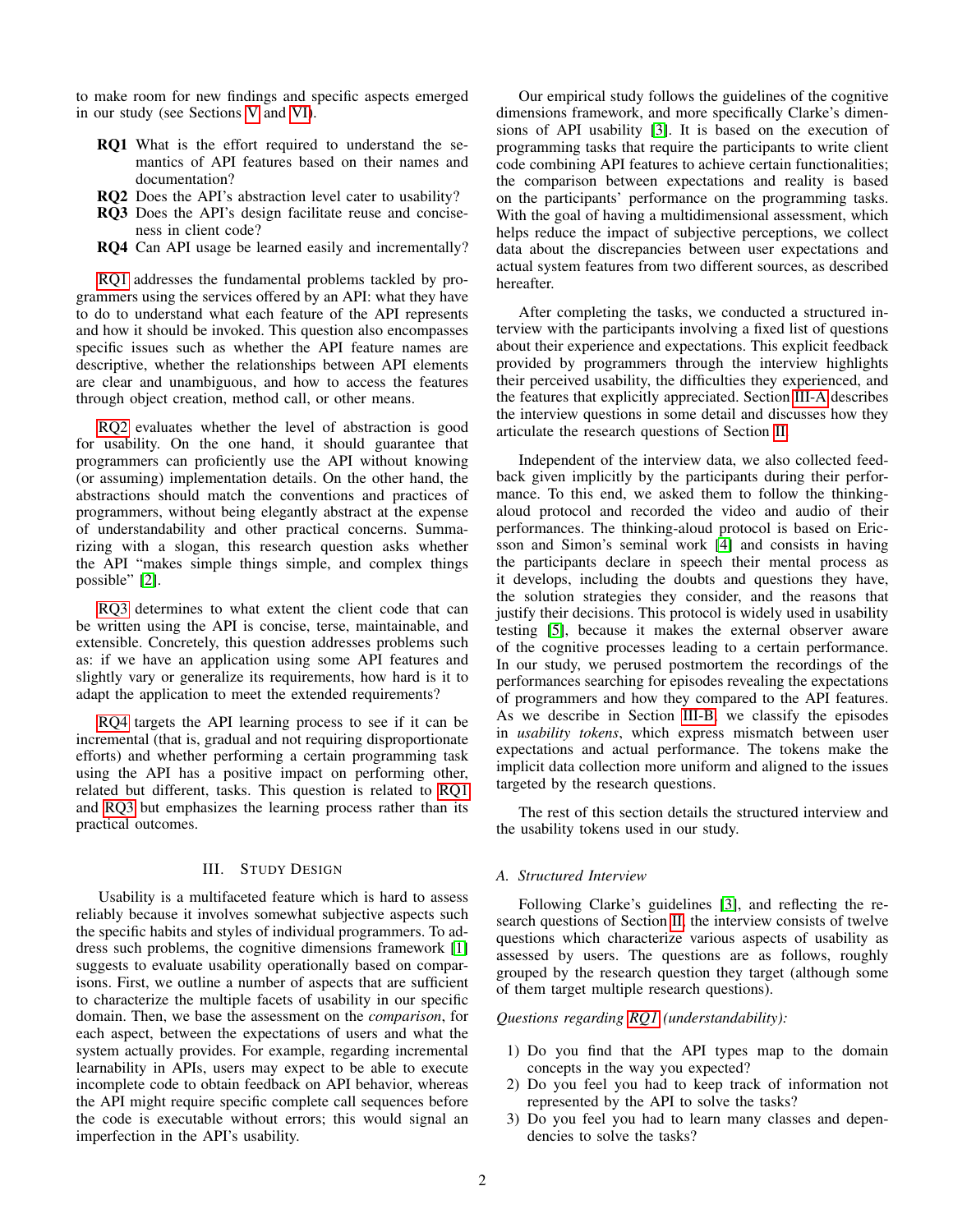to make room for new findings and specific aspects emerged in our study (see Sections V and VI).

**RQ1** What is the effort required to understand the semantics of API features based on their names and documentation?

**RQ2** Does the API's abstraction level cater to usability?

**RQ3** Does the API's design facilitate reuse and conciseness in client code?

**RQ4** Can API usage be learned easily and incrementally?

RQ1 addresses the fundamental problems tackled by programmers using the services offered by an API: what they have to do to understand what each feature of the API represents and how it should be invoked. This question also encompasses specific issues such as whether the API feature names are descriptive, whether the relationships between API elements are clear and unambiguous, and how to access the features through object creation, method call, or other means.

RQ2 evaluates whether the level of abstraction is good for usability. On the one hand, it should guarantee that programmers can proficiently use the API without knowing (or assuming) implementation details. On the other hand, the abstractions should match the conventions and practices of programmers, without being elegantly abstract at the expense of understandability and other practical concerns. Summarizing with a slogan, this research question asks whether the API "makes simple things simple, and complex things possible" [2].

RQ3 determines to what extent the client code that can be written using the API is concise, terse, maintainable, and extensible. Concretely, this question addresses problems such as: if we have an application using some API features and slightly vary or generalize its requirements, how hard is it to adapt the application to meet the extended requirements?

RQ4 targets the API learning process to see if it can be incremental (that is, gradual and not requiring disproportionate efforts) and whether performing a certain programming task using the API has a positive impact on performing other, related but different, tasks. This question is related to RQ1 and RQ3 but emphasizes the learning process rather than its practical outcomes.

## III. Study Design

Usability is a multifaceted feature which is hard to assess reliably because it involves somewhat subjective aspects such the specific habits and styles of individual programmers. To address such problems, the cognitive dimensions framework [1] suggests to evaluate usability operationally based on comparisons. First, we outline a number of aspects that are sufficient to characterize the multiple facets of usability in our specific domain. Then, we base the assessment on the *comparison*, for each aspect, between the expectations of users and what the system actually provides. For example, regarding incremental learnability in APIs, users may expect to be able to execute incomplete code to obtain feedback on API behavior, whereas the API might require specific complete call sequences before the code is executable without errors; this would signal an imperfection in the API's usability.

Our empirical study follows the guidelines of the cognitive dimensions framework, and more specifically Clarke's dimensions of API usability [3]. It is based on the execution of programming tasks that require the participants to write client code combining API features to achieve certain functionalities; the comparison between expectations and reality is based on the participants' performance on the programming tasks. With the goal of having a multidimensional assessment, which helps reduce the impact of subjective perceptions, we collect data about the discrepancies between user expectations and actual system features from two different sources, as described hereafter.

After completing the tasks, we conducted a structured interview with the participants involving a fixed list of questions about their experience and expectations. This explicit feedback provided by programmers through the interview highlights their perceived usability, the difficulties they experienced, and the features that explicitly appreciated. Section III-A describes the interview questions in some detail and discusses how they articulate the research questions of Section II.

Independent of the interview data, we also collected feedback given implicitly by the participants during their performance. To this end, we asked them to follow the thinking-aloud protocol and recorded the video and audio of their performances. The thinking-aloud protocol is based on Ericsson and Simon's seminal work [4] and consists in having the participants declare in speech their mental process as it develops, including the doubts and questions they have, the solution strategies they consider, and the reasons that justify their decisions. This protocol is widely used in usability testing [5], because it makes the external observer aware of the cognitive processes leading to a certain performance. In our study, we perused postmortem the recordings of the performances searching for episodes revealing the expectations of programmers and how they compared to the API features. As we describe in Section III-B, we classify the episodes in *usability tokens*, which express mismatch between user expectations and actual performance. The tokens make the implicit data collection more uniform and aligned to the issues targeted by the research questions.

The rest of this section details the structured interview and the usability tokens used in our study.

### A. Structured Interview

Following Clarke's guidelines [3], and reflecting the research questions of Section II, the interview consists of twelve questions which characterize various aspects of usability as assessed by users. The questions are as follows, roughly grouped by the research question they target (although some of them target multiple research questions).

*Questions regarding RQ1 (understandability):*

1) Do you find that the API types map to the domain concepts in the way you expected?
2) Do you feel you had to keep track of information not represented by the API to solve the tasks?
3) Do you feel you had to learn many classes and dependencies to solve the tasks?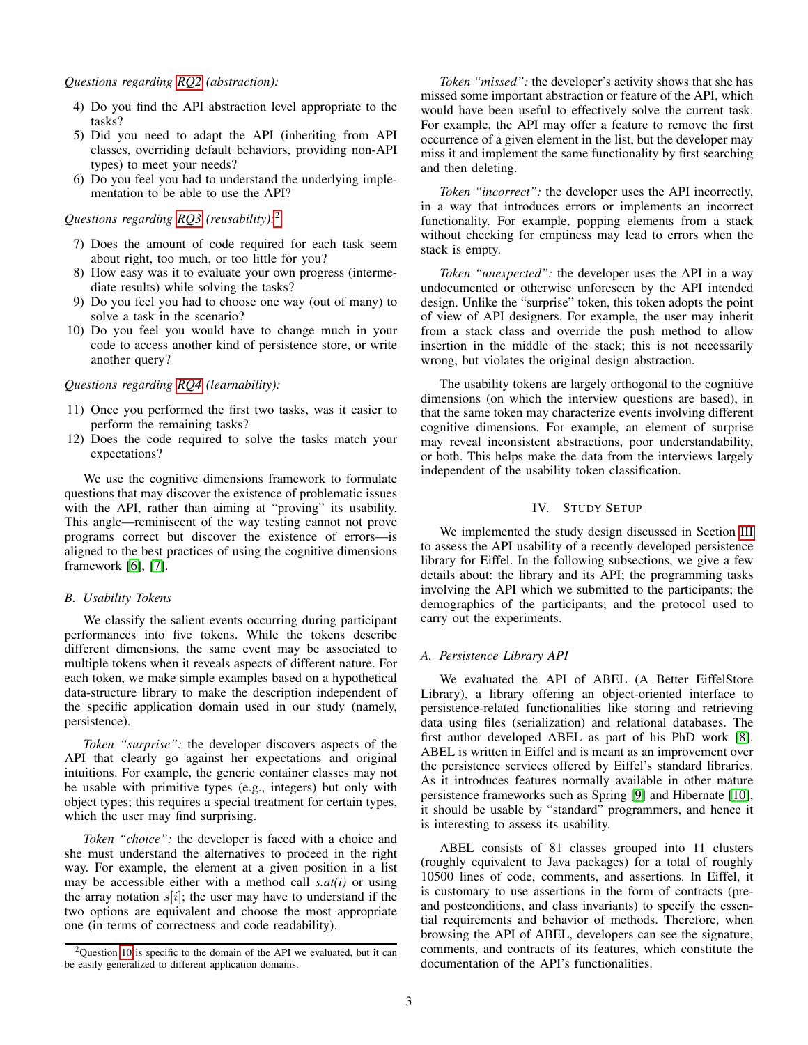*Questions regarding RQ2 (abstraction):*

4) Do you find the API abstraction level appropriate to the tasks?
5) Did you need to adapt the API (inheriting from API classes, overriding default behaviors, providing non-API types) to meet your needs?
6) Do you feel you had to understand the underlying implementation to be able to use the API?

*Questions regarding RQ3 (reusability):*[2]

7) Does the amount of code required for each task seem about right, too much, or too little for you?
8) How easy was it to evaluate your own progress (intermediate results) while solving the tasks?
9) Do you feel you had to choose one way (out of many) to solve a task in the scenario?
10) Do you feel you would have to change much in your code to access another kind of persistence store, or write another query?

*Questions regarding RQ4 (learnability):*

11) Once you performed the first two tasks, was it easier to perform the remaining tasks?
12) Does the code required to solve the tasks match your expectations?

We use the cognitive dimensions framework to formulate questions that may discover the existence of problematic issues with the API, rather than aiming at "proving" its usability. This angle—reminiscent of the way testing cannot not prove programs correct but discover the existence of errors—is aligned to the best practices of using the cognitive dimensions framework [6], [7].

### B. Usability Tokens

We classify the salient events occurring during participant performances into five tokens. While the tokens describe different dimensions, the same event may be associated to multiple tokens when it reveals aspects of different nature. For each token, we make simple examples based on a hypothetical data-structure library to make the description independent of the specific application domain used in our study (namely, persistence).

*Token "surprise":* the developer discovers aspects of the API that clearly go against her expectations and original intuitions. For example, the generic container classes may not be usable with primitive types (e.g., integers) but only with object types; this requires a special treatment for certain types, which the user may find surprising.

*Token "choice":* the developer is faced with a choice and she must understand the alternatives to proceed in the right way. For example, the element at a given position in a list may be accessible either with a method call *s.at(i)* or using the array notation $s[i]$; the user may have to understand if the two options are equivalent and choose the most appropriate one (in terms of correctness and code readability).

[2] Question 10 is specific to the domain of the API we evaluated, but it can be easily generalized to different application domains.

*Token "missed":* the developer's activity shows that she has missed some important abstraction or feature of the API, which would have been useful to effectively solve the current task. For example, the API may offer a feature to remove the first occurrence of a given element in the list, but the developer may miss it and implement the same functionality by first searching and then deleting.

*Token "incorrect":* the developer uses the API incorrectly, in a way that introduces errors or implements an incorrect functionality. For example, popping elements from a stack without checking for emptiness may lead to errors when the stack is empty.

*Token "unexpected":* the developer uses the API in a way undocumented or otherwise unforeseen by the API intended design. Unlike the "surprise" token, this token adopts the point of view of API designers. For example, the user may inherit from a stack class and override the push method to allow insertion in the middle of the stack; this is not necessarily wrong, but violates the original design abstraction.

The usability tokens are largely orthogonal to the cognitive dimensions (on which the interview questions are based), in that the same token may characterize events involving different cognitive dimensions. For example, an element of surprise may reveal inconsistent abstractions, poor understandability, or both. This helps make the data from the interviews largely independent of the usability token classification.

## IV. Study Setup

We implemented the study design discussed in Section III to assess the API usability of a recently developed persistence library for Eiffel. In the following subsections, we give a few details about: the library and its API; the programming tasks involving the API which we submitted to the participants; the demographics of the participants; and the protocol used to carry out the experiments.

### A. Persistence Library API

We evaluated the API of ABEL (A Better EiffelStore Library), a library offering an object-oriented interface to persistence-related functionalities like storing and retrieving data using files (serialization) and relational databases. The first author developed ABEL as part of his PhD work [8]. ABEL is written in Eiffel and is meant as an improvement over the persistence services offered by Eiffel's standard libraries. As it introduces features normally available in other mature persistence frameworks such as Spring [9] and Hibernate [10], it should be usable by "standard" programmers, and hence it is interesting to assess its usability.

ABEL consists of 81 classes grouped into 11 clusters (roughly equivalent to Java packages) for a total of roughly 10500 lines of code, comments, and assertions. In Eiffel, it is customary to use assertions in the form of contracts (pre- and postconditions, and class invariants) to specify the essential requirements and behavior of methods. Therefore, when browsing the API of ABEL, developers can see the signature, comments, and contracts of its features, which constitute the documentation of the API's functionalities.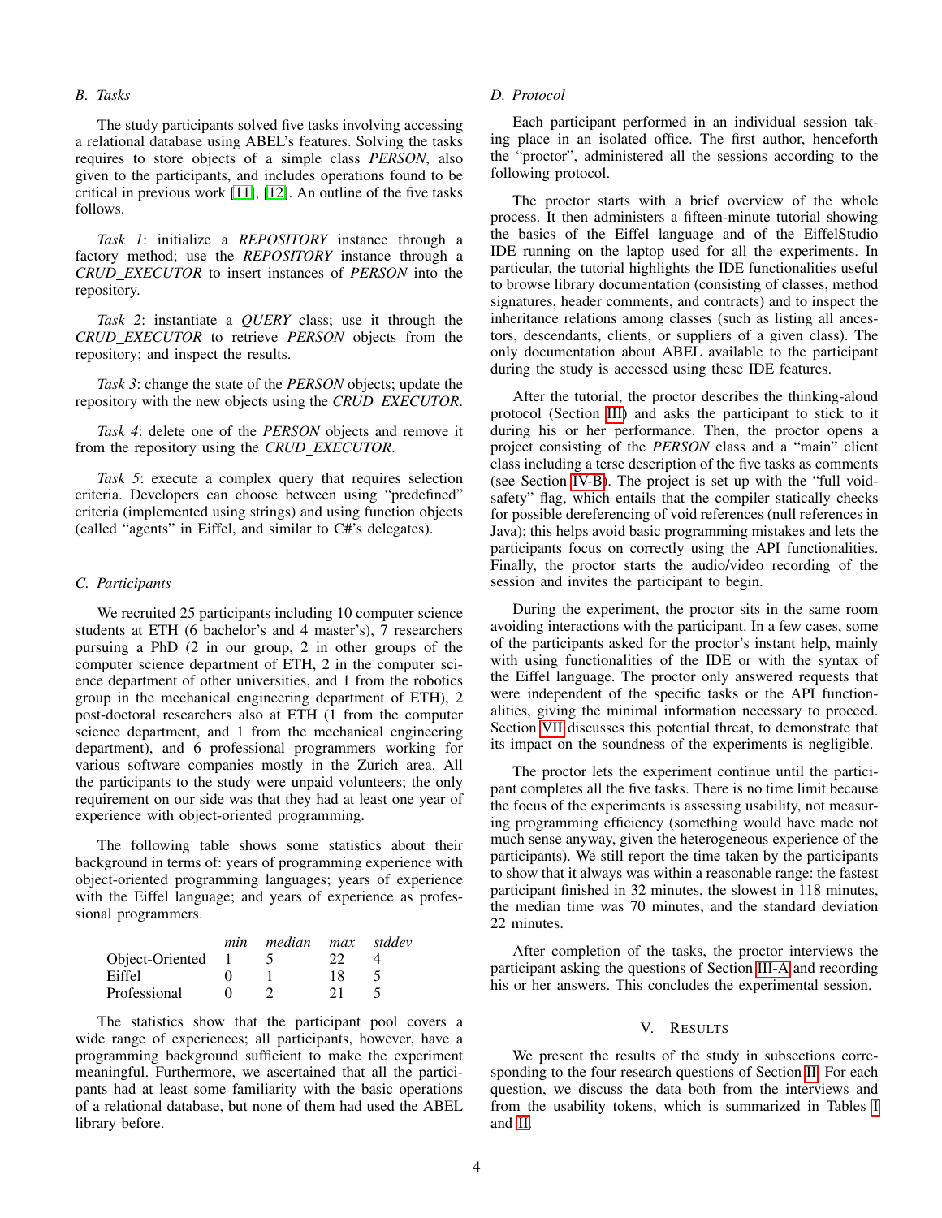### B. Tasks

The study participants solved five tasks involving accessing a relational database using ABEL's features. Solving the tasks requires to store objects of a simple class *PERSON*, also given to the participants, and includes operations found to be critical in previous work [11], [12]. An outline of the five tasks follows.

*Task 1*: initialize a *REPOSITORY* instance through a factory method; use the *REPOSITORY* instance through a *CRUD_EXECUTOR* to insert instances of *PERSON* into the repository.

*Task 2*: instantiate a *QUERY* class; use it through the *CRUD_EXECUTOR* to retrieve *PERSON* objects from the repository; and inspect the results.

*Task 3*: change the state of the *PERSON* objects; update the repository with the new objects using the *CRUD_EXECUTOR*.

*Task 4*: delete one of the *PERSON* objects and remove it from the repository using the *CRUD_EXECUTOR*.

*Task 5*: execute a complex query that requires selection criteria. Developers can choose between using "predefined" criteria (implemented using strings) and using function objects (called "agents" in Eiffel, and similar to C#'s delegates).

### C. Participants

We recruited 25 participants including 10 computer science students at ETH (6 bachelor's and 4 master's), 7 researchers pursuing a PhD (2 in our group, 2 in other groups of the computer science department of ETH, 2 in the computer science department of other universities, and 1 from the robotics group in the mechanical engineering department of ETH), 2 post-doctoral researchers also at ETH (1 from the computer science department, and 1 from the mechanical engineering department), and 6 professional programmers working for various software companies mostly in the Zurich area. All the participants to the study were unpaid volunteers; the only requirement on our side was that they had at least one year of experience with object-oriented programming.

The following table shows some statistics about their background in terms of: years of programming experience with object-oriented programming languages; years of experience with the Eiffel language; and years of experience as professional programmers.

| | *min* | *median* | *max* | *stddev* |
|---|---|---|---|---|
| Object-Oriented | 1 | 5 | 22 | 4 |
| Eiffel | 0 | 1 | 18 | 5 |
| Professional | 0 | 2 | 21 | 5 |

The statistics show that the participant pool covers a wide range of experiences; all participants, however, have a programming background sufficient to make the experiment meaningful. Furthermore, we ascertained that all the participants had at least some familiarity with the basic operations of a relational database, but none of them had used the ABEL library before.

### D. Protocol

Each participant performed in an individual session taking place in an isolated office. The first author, henceforth the "proctor", administered all the sessions according to the following protocol.

The proctor starts with a brief overview of the whole process. It then administers a fifteen-minute tutorial showing the basics of the Eiffel language and of the EiffelStudio IDE running on the laptop used for all the experiments. In particular, the tutorial highlights the IDE functionalities useful to browse library documentation (consisting of classes, method signatures, header comments, and contracts) and to inspect the inheritance relations among classes (such as listing all ancestors, descendants, clients, or suppliers of a given class). The only documentation about ABEL available to the participant during the study is accessed using these IDE features.

After the tutorial, the proctor describes the thinking-aloud protocol (Section III) and asks the participant to stick to it during his or her performance. Then, the proctor opens a project consisting of the *PERSON* class and a "main" client class including a terse description of the five tasks as comments (see Section IV-B). The project is set up with the "full void-safety" flag, which entails that the compiler statically checks for possible dereferencing of void references (null references in Java); this helps avoid basic programming mistakes and lets the participants focus on correctly using the API functionalities. Finally, the proctor starts the audio/video recording of the session and invites the participant to begin.

During the experiment, the proctor sits in the same room avoiding interactions with the participant. In a few cases, some of the participants asked for the proctor's instant help, mainly with using functionalities of the IDE or with the syntax of the Eiffel language. The proctor only answered requests that were independent of the specific tasks or the API functionalities, giving the minimal information necessary to proceed. Section VII discusses this potential threat, to demonstrate that its impact on the soundness of the experiments is negligible.

The proctor lets the experiment continue until the participant completes all the five tasks. There is no time limit because the focus of the experiments is assessing usability, not measuring programming efficiency (something would have made not much sense anyway, given the heterogeneous experience of the participants). We still report the time taken by the participants to show that it always was within a reasonable range: the fastest participant finished in 32 minutes, the slowest in 118 minutes, the median time was 70 minutes, and the standard deviation 22 minutes.

After completion of the tasks, the proctor interviews the participant asking the questions of Section III-A and recording his or her answers. This concludes the experimental session.

## V. Results

We present the results of the study in subsections corresponding to the four research questions of Section II. For each question, we discuss the data both from the interviews and from the usability tokens, which is summarized in Tables I and II.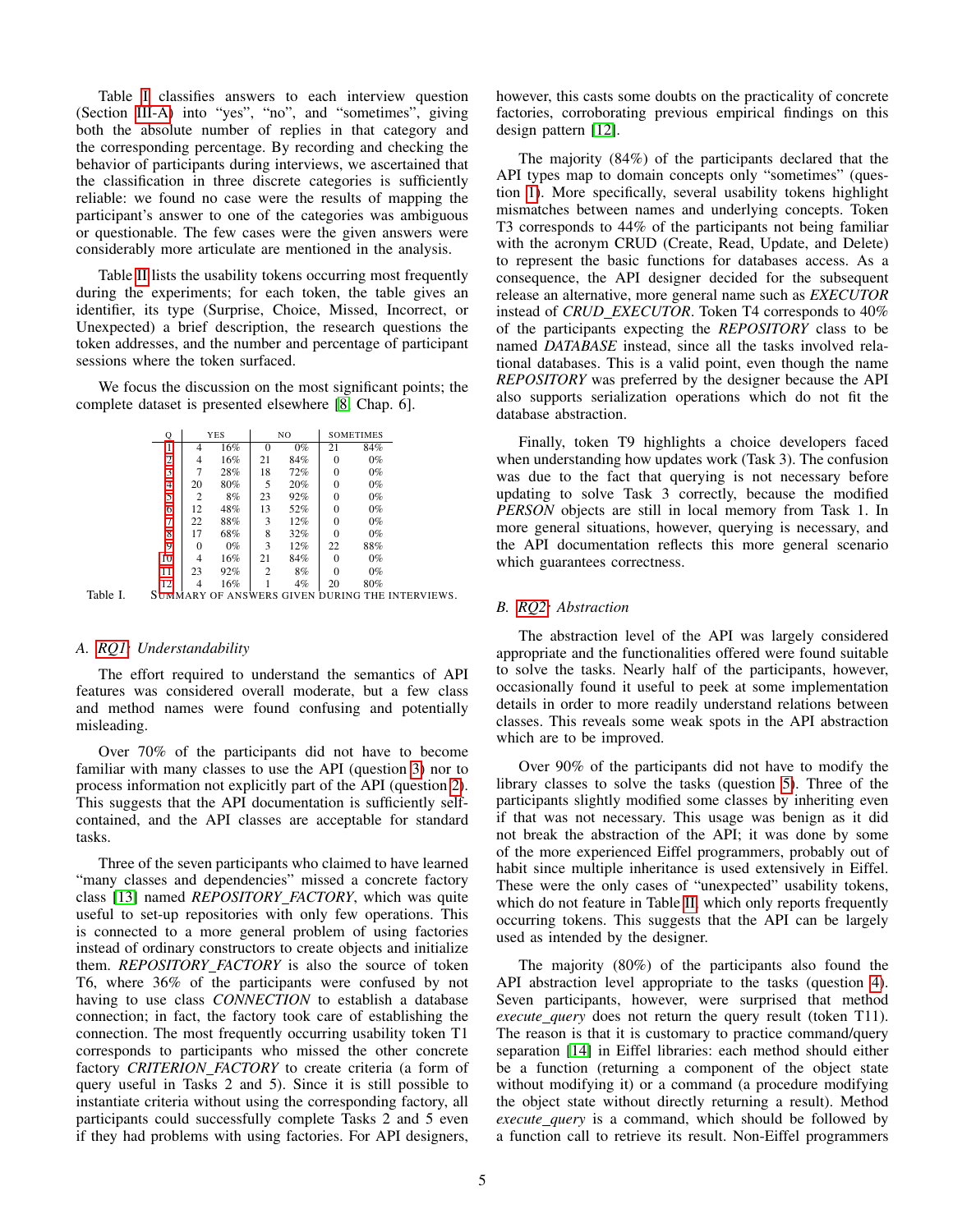Table I classifies answers to each interview question (Section III-A) into "yes", "no", and "sometimes", giving both the absolute number of replies in that category and the corresponding percentage. By recording and checking the behavior of participants during interviews, we ascertained that the classification in three discrete categories is sufficiently reliable: we found no case were the results of mapping the participant's answer to one of the categories was ambiguous or questionable. The few cases were the given answers were considerably more articulate are mentioned in the analysis.

Table II lists the usability tokens occurring most frequently during the experiments; for each token, the table gives an identifier, its type (Surprise, Choice, Missed, Incorrect, or Unexpected) a brief description, the research questions the token addresses, and the number and percentage of participant sessions where the token surfaced.

We focus the discussion on the most significant points; the complete dataset is presented elsewhere [8, Chap. 6].

| Q | YES | | NO | | SOMETIMES | |
|---|---|---|---|---|---|---|
| 1 | 4 | 16% | 0 | 0% | 21 | 84% |
| 2 | 4 | 16% | 21 | 84% | 0 | 0% |
| 3 | 7 | 28% | 18 | 72% | 0 | 0% |
| 4 | 20 | 80% | 5 | 20% | 0 | 0% |
| 5 | 2 | 8% | 23 | 92% | 0 | 0% |
| 6 | 12 | 48% | 13 | 52% | 0 | 0% |
| 7 | 22 | 88% | 3 | 12% | 0 | 0% |
| 8 | 17 | 68% | 8 | 32% | 0 | 0% |
| 9 | 0 | 0% | 3 | 12% | 22 | 88% |
| 10 | 4 | 16% | 21 | 84% | 0 | 0% |
| 11 | 23 | 92% | 2 | 8% | 0 | 0% |
| 12 | 4 | 16% | 1 | 4% | 20 | 80% |

Table I. SUMMARY OF ANSWERS GIVEN DURING THE INTERVIEWS.

### A. RQ1: Understandability

The effort required to understand the semantics of API features was considered overall moderate, but a few class and method names were found confusing and potentially misleading.

Over 70% of the participants did not have to become familiar with many classes to use the API (question 3) nor to process information not explicitly part of the API (question 2). This suggests that the API documentation is sufficiently self-contained, and the API classes are acceptable for standard tasks.

Three of the seven participants who claimed to have learned "many classes and dependencies" missed a concrete factory class [13] named *REPOSITORY_FACTORY*, which was quite useful to set-up repositories with only few operations. This is connected to a more general problem of using factories instead of ordinary constructors to create objects and initialize them. *REPOSITORY_FACTORY* is also the source of token T6, where 36% of the participants were confused by not having to use class *CONNECTION* to establish a database connection; in fact, the factory took care of establishing the connection. The most frequently occurring usability token T1 corresponds to participants who missed the other concrete factory *CRITERION_FACTORY* to create criteria (a form of query useful in Tasks 2 and 5). Since it is still possible to instantiate criteria without using the corresponding factory, all participants could successfully complete Tasks 2 and 5 even if they had problems with using factories. For API designers, however, this casts some doubts on the practicality of concrete factories, corroborating previous empirical findings on this design pattern [12].

The majority (84%) of the participants declared that the API types map to domain concepts only "sometimes" (question 1). More specifically, several usability tokens highlight mismatches between names and underlying concepts. Token T3 corresponds to 44% of the participants not being familiar with the acronym CRUD (Create, Read, Update, and Delete) to represent the basic functions for databases access. As a consequence, the API designer decided for the subsequent release an alternative, more general name such as *EXECUTOR* instead of *CRUD_EXECUTOR*. Token T4 corresponds to 40% of the participants expecting the *REPOSITORY* class to be named *DATABASE* instead, since all the tasks involved relational databases. This is a valid point, even though the name *REPOSITORY* was preferred by the designer because the API also supports serialization operations which do not fit the database abstraction.

Finally, token T9 highlights a choice developers faced when understanding how updates work (Task 3). The confusion was due to the fact that querying is not necessary before updating to solve Task 3 correctly, because the modified *PERSON* objects are still in local memory from Task 1. In more general situations, however, querying is necessary, and the API documentation reflects this more general scenario which guarantees correctness.

### B. RQ2: Abstraction

The abstraction level of the API was largely considered appropriate and the functionalities offered were found suitable to solve the tasks. Nearly half of the participants, however, occasionally found it useful to peek at some implementation details in order to more readily understand relations between classes. This reveals some weak spots in the API abstraction which are to be improved.

Over 90% of the participants did not have to modify the library classes to solve the tasks (question 5). Three of the participants slightly modified some classes by inheriting even if that was not necessary. This usage was benign as it did not break the abstraction of the API; it was done by some of the more experienced Eiffel programmers, probably out of habit since multiple inheritance is used extensively in Eiffel. These were the only cases of "unexpected" usability tokens, which do not feature in Table II, which only reports frequently occurring tokens. This suggests that the API can be largely used as intended by the designer.

The majority (80%) of the participants also found the API abstraction level appropriate to the tasks (question 4). Seven participants, however, were surprised that method *execute_query* does not return the query result (token T11). The reason is that it is customary to practice command/query separation [14] in Eiffel libraries: each method should either be a function (returning a component of the object state without modifying it) or a command (a procedure modifying the object state without directly returning a result). Method *execute_query* is a command, which should be followed by a function call to retrieve its result. Non-Eiffel programmers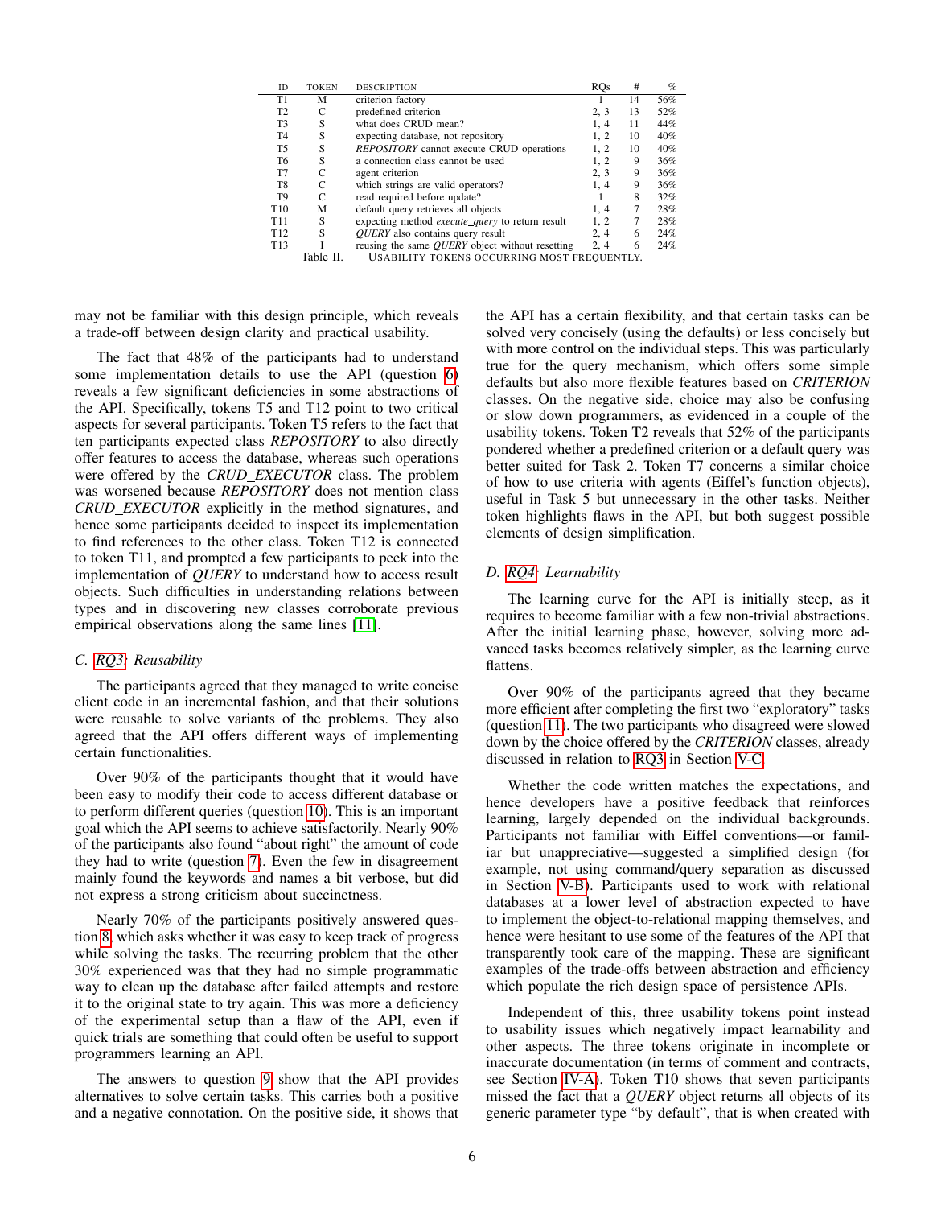| ID | TOKEN | DESCRIPTION | RQs | # | % |
|---|---|---|---|---|---|
| T1 | M | criterion factory | 1 | 14 | 56% |
| T2 | C | predefined criterion | 2, 3 | 13 | 52% |
| T3 | S | what does CRUD mean? | 1, 4 | 11 | 44% |
| T4 | S | expecting database, not repository | 1, 2 | 10 | 40% |
| T5 | S | *REPOSITORY* cannot execute CRUD operations | 1, 2 | 10 | 40% |
| T6 | S | a connection class cannot be used | 1, 2 | 9 | 36% |
| T7 | C | agent criterion | 2, 3 | 9 | 36% |
| T8 | C | which strings are valid operators? | 1, 4 | 9 | 36% |
| T9 | C | read required before update? | 1 | 8 | 32% |
| T10 | M | default query retrieves all objects | 1, 4 | 7 | 28% |
| T11 | S | expecting method *execute_query* to return result | 1, 2 | 7 | 28% |
| T12 | S | *QUERY* also contains query result | 2, 4 | 6 | 24% |
| T13 | I | reusing the same *QUERY* object without resetting | 2, 4 | 6 | 24% |

Table II. USABILITY TOKENS OCCURRING MOST FREQUENTLY.

may not be familiar with this design principle, which reveals a trade-off between design clarity and practical usability.

The fact that 48% of the participants had to understand some implementation details to use the API (question 6) reveals a few significant deficiencies in some abstractions of the API. Specifically, tokens T5 and T12 point to two critical aspects for several participants. Token T5 refers to the fact that ten participants expected class *REPOSITORY* to also directly offer features to access the database, whereas such operations were offered by the *CRUD_EXECUTOR* class. The problem was worsened because *REPOSITORY* does not mention class *CRUD_EXECUTOR* explicitly in the method signatures, and hence some participants decided to inspect its implementation to find references to the other class. Token T12 is connected to token T11, and prompted a few participants to peek into the implementation of *QUERY* to understand how to access result objects. Such difficulties in understanding relations between types and in discovering new classes corroborate previous empirical observations along the same lines [11].

### C. RQ3: Reusability

The participants agreed that they managed to write concise client code in an incremental fashion, and that their solutions were reusable to solve variants of the problems. They also agreed that the API offers different ways of implementing certain functionalities.

Over 90% of the participants thought that it would have been easy to modify their code to access different database or to perform different queries (question 10). This is an important goal which the API seems to achieve satisfactorily. Nearly 90% of the participants also found "about right" the amount of code they had to write (question 7). Even the few in disagreement mainly found the keywords and names a bit verbose, but did not express a strong criticism about succinctness.

Nearly 70% of the participants positively answered question 8, which asks whether it was easy to keep track of progress while solving the tasks. The recurring problem that the other 30% experienced was that they had no simple programmatic way to clean up the database after failed attempts and restore it to the original state to try again. This was more a deficiency of the experimental setup than a flaw of the API, even if quick trials are something that could often be useful to support programmers learning an API.

The answers to question 9 show that the API provides alternatives to solve certain tasks. This carries both a positive and a negative connotation. On the positive side, it shows that the API has a certain flexibility, and that certain tasks can be solved very concisely (using the defaults) or less concisely but with more control on the individual steps. This was particularly true for the query mechanism, which offers some simple defaults but also more flexible features based on *CRITERION* classes. On the negative side, choice may also be confusing or slow down programmers, as evidenced in a couple of the usability tokens. Token T2 reveals that 52% of the participants pondered whether a predefined criterion or a default query was better suited for Task 2. Token T7 concerns a similar choice of how to use criteria with agents (Eiffel's function objects), useful in Task 5 but unnecessary in the other tasks. Neither token highlights flaws in the API, but both suggest possible elements of design simplification.

### D. RQ4: Learnability

The learning curve for the API is initially steep, as it requires to become familiar with a few non-trivial abstractions. After the initial learning phase, however, solving more advanced tasks becomes relatively simpler, as the learning curve flattens.

Over 90% of the participants agreed that they became more efficient after completing the first two "exploratory" tasks (question 11). The two participants who disagreed were slowed down by the choice offered by the *CRITERION* classes, already discussed in relation to RQ3 in Section V-C.

Whether the code written matches the expectations, and hence developers have a positive feedback that reinforces learning, largely depended on the individual backgrounds. Participants not familiar with Eiffel conventions—or familiar but unappreciative—suggested a simplified design (for example, not using command/query separation as discussed in Section V-B). Participants used to work with relational databases at a lower level of abstraction expected to have to implement the object-to-relational mapping themselves, and hence were hesitant to use some of the features of the API that transparently took care of the mapping. These are significant examples of the trade-offs between abstraction and efficiency which populate the rich design space of persistence APIs.

Independent of this, three usability tokens point instead to usability issues which negatively impact learnability and other aspects. The three tokens originate in incomplete or inaccurate documentation (in terms of comment and contracts, see Section IV-A). Token T10 shows that seven participants missed the fact that a *QUERY* object returns all objects of its generic parameter type "by default", that is when created with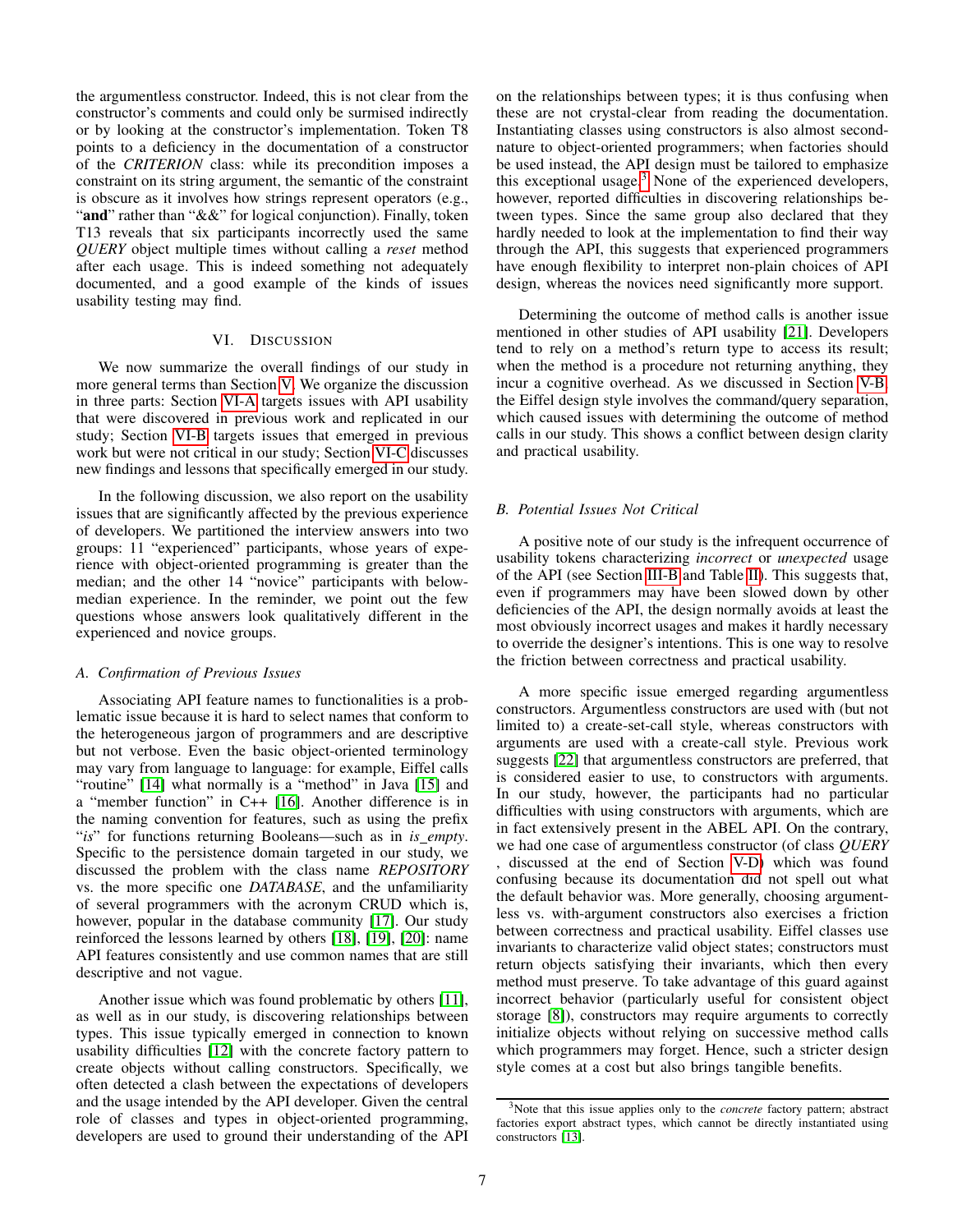the argumentless constructor. Indeed, this is not clear from the constructor's comments and could only be surmised indirectly or by looking at the constructor's implementation. Token T8 points to a deficiency in the documentation of a constructor of the *CRITERION* class: while its precondition imposes a constraint on its string argument, the semantic of the constraint is obscure as it involves how strings represent operators (e.g., "**and**" rather than "&&" for logical conjunction). Finally, token T13 reveals that six participants incorrectly used the same *QUERY* object multiple times without calling a *reset* method after each usage. This is indeed something not adequately documented, and a good example of the kinds of issues usability testing may find.

## VI. Discussion

We now summarize the overall findings of our study in more general terms than Section V. We organize the discussion in three parts: Section VI-A targets issues with API usability that were discovered in previous work and replicated in our study; Section VI-B targets issues that emerged in previous work but were not critical in our study; Section VI-C discusses new findings and lessons that specifically emerged in our study.

In the following discussion, we also report on the usability issues that are significantly affected by the previous experience of developers. We partitioned the interview answers into two groups: 11 "experienced" participants, whose years of experience with object-oriented programming is greater than the median; and the other 14 "novice" participants with below-median experience. In the reminder, we point out the few questions whose answers look qualitatively different in the experienced and novice groups.

### A. Confirmation of Previous Issues

Associating API feature names to functionalities is a problematic issue because it is hard to select names that conform to the heterogeneous jargon of programmers and are descriptive but not verbose. Even the basic object-oriented terminology may vary from language to language: for example, Eiffel calls "routine" [14] what normally is a "method" in Java [15] and a "member function" in C++ [16]. Another difference is in the naming convention for features, such as using the prefix "*is*" for functions returning Booleans—such as in *is_empty*. Specific to the persistence domain targeted in our study, we discussed the problem with the class name *REPOSITORY* vs. the more specific one *DATABASE*, and the unfamiliarity of several programmers with the acronym CRUD which is, however, popular in the database community [17]. Our study reinforced the lessons learned by others [18], [19], [20]: name API features consistently and use common names that are still descriptive and not vague.

Another issue which was found problematic by others [11], as well as in our study, is discovering relationships between types. This issue typically emerged in connection to known usability difficulties [12] with the concrete factory pattern to create objects without calling constructors. Specifically, we often detected a clash between the expectations of developers and the usage intended by the API developer. Given the central role of classes and types in object-oriented programming, developers are used to ground their understanding of the API on the relationships between types; it is thus confusing when these are not crystal-clear from reading the documentation. Instantiating classes using constructors is also almost second-nature to object-oriented programmers; when factories should be used instead, the API design must be tailored to emphasize this exceptional usage.[3] None of the experienced developers, however, reported difficulties in discovering relationships between types. Since the same group also declared that they hardly needed to look at the implementation to find their way through the API, this suggests that experienced programmers have enough flexibility to interpret non-plain choices of API design, whereas the novices need significantly more support.

Determining the outcome of method calls is another issue mentioned in other studies of API usability [21]. Developers tend to rely on a method's return type to access its result; when the method is a procedure not returning anything, they incur a cognitive overhead. As we discussed in Section V-B, the Eiffel design style involves the command/query separation, which caused issues with determining the outcome of method calls in our study. This shows a conflict between design clarity and practical usability.

### B. Potential Issues Not Critical

A positive note of our study is the infrequent occurrence of usability tokens characterizing *incorrect* or *unexpected* usage of the API (see Section III-B and Table II). This suggests that, even if programmers may have been slowed down by other deficiencies of the API, the design normally avoids at least the most obviously incorrect usages and makes it hardly necessary to override the designer's intentions. This is one way to resolve the friction between correctness and practical usability.

A more specific issue emerged regarding argumentless constructors. Argumentless constructors are used with (but not limited to) a create-set-call style, whereas constructors with arguments are used with a create-call style. Previous work suggests [22] that argumentless constructors are preferred, that is considered easier to use, to constructors with arguments. In our study, however, the participants had no particular difficulties with using constructors with arguments, which are in fact extensively present in the ABEL API. On the contrary, we had one case of argumentless constructor (of class *QUERY* , discussed at the end of Section V-D) which was found confusing because its documentation did not spell out what the default behavior was. More generally, choosing argumentless vs. with-argument constructors also exercises a friction between correctness and practical usability. Eiffel classes use invariants to characterize valid object states; constructors must return objects satisfying their invariants, which then every method must preserve. To take advantage of this guard against incorrect behavior (particularly useful for consistent object storage [8]), constructors may require arguments to correctly initialize objects without relying on successive method calls which programmers may forget. Hence, such a stricter design style comes at a cost but also brings tangible benefits.

[3] Note that this issue applies only to the *concrete* factory pattern; abstract factories export abstract types, which cannot be directly instantiated using constructors [13].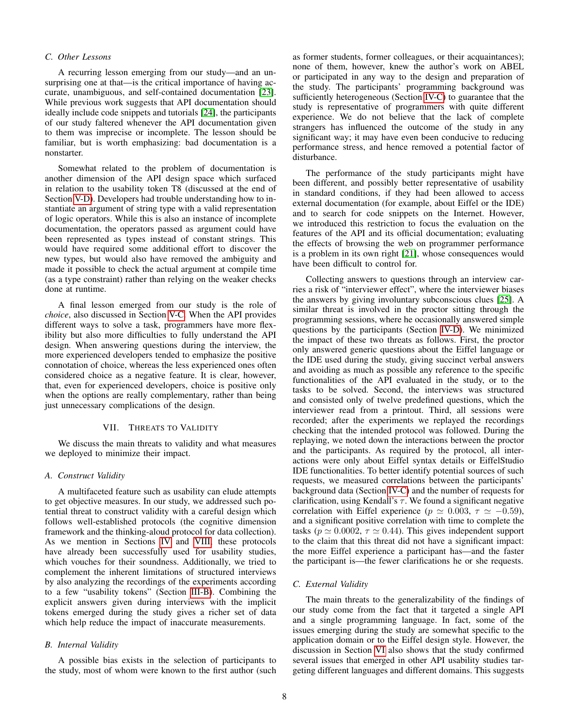### C. Other Lessons

A recurring lesson emerging from our study—and an unsurprising one at that—is the critical importance of having accurate, unambiguous, and self-contained documentation [23]. While previous work suggests that API documentation should ideally include code snippets and tutorials [24], the participants of our study faltered whenever the API documentation given to them was imprecise or incomplete. The lesson should be familiar, but is worth emphasizing: bad documentation is a nonstarter.

Somewhat related to the problem of documentation is another dimension of the API design space which surfaced in relation to the usability token T8 (discussed at the end of Section V-D). Developers had trouble understanding how to instantiate an argument of string type with a valid representation of logic operators. While this is also an instance of incomplete documentation, the operators passed as argument could have been represented as types instead of constant strings. This would have required some additional effort to discover the new types, but would also have removed the ambiguity and made it possible to check the actual argument at compile time (as a type constraint) rather than relying on the weaker checks done at runtime.

A final lesson emerged from our study is the role of *choice*, also discussed in Section V-C. When the API provides different ways to solve a task, programmers have more flexibility but also more difficulties to fully understand the API design. When answering questions during the interview, the more experienced developers tended to emphasize the positive connotation of choice, whereas the less experienced ones often considered choice as a negative feature. It is clear, however, that, even for experienced developers, choice is positive only when the options are really complementary, rather than being just unnecessary complications of the design.

## VII. Threats to Validity

We discuss the main threats to validity and what measures we deployed to minimize their impact.

### A. Construct Validity

A multifaceted feature such as usability can elude attempts to get objective measures. In our study, we addressed such potential threat to construct validity with a careful design which follows well-established protocols (the cognitive dimension framework and the thinking-aloud protocol for data collection). As we mention in Sections IV and VIII, these protocols have already been successfully used for usability studies, which vouches for their soundness. Additionally, we tried to complement the inherent limitations of structured interviews by also analyzing the recordings of the experiments according to a few "usability tokens" (Section III-B). Combining the explicit answers given during interviews with the implicit tokens emerged during the study gives a richer set of data which help reduce the impact of inaccurate measurements.

### B. Internal Validity

A possible bias exists in the selection of participants to the study, most of whom were known to the first author (such as former students, former colleagues, or their acquaintances); none of them, however, knew the author's work on ABEL or participated in any way to the design and preparation of the study. The participants' programming background was sufficiently heterogeneous (Section IV-C) to guarantee that the study is representative of programmers with quite different experience. We do not believe that the lack of complete strangers has influenced the outcome of the study in any significant way; it may have even been conducive to reducing performance stress, and hence removed a potential factor of disturbance.

The performance of the study participants might have been different, and possibly better representative of usability in standard conditions, if they had been allowed to access external documentation (for example, about Eiffel or the IDE) and to search for code snippets on the Internet. However, we introduced this restriction to focus the evaluation on the features of the API and its official documentation; evaluating the effects of browsing the web on programmer performance is a problem in its own right [21], whose consequences would have been difficult to control for.

Collecting answers to questions through an interview carries a risk of "interviewer effect", where the interviewer biases the answers by giving involuntary subconscious clues [25]. A similar threat is involved in the proctor sitting through the programming sessions, where he occasionally answered simple questions by the participants (Section IV-D). We minimized the impact of these two threats as follows. First, the proctor only answered generic questions about the Eiffel language or the IDE used during the study, giving succinct verbal answers and avoiding as much as possible any reference to the specific functionalities of the API evaluated in the study, or to the tasks to be solved. Second, the interviews was structured and consisted only of twelve predefined questions, which the interviewer read from a printout. Third, all sessions were recorded; after the experiments we replayed the recordings checking that the intended protocol was followed. During the replaying, we noted down the interactions between the proctor and the participants. As required by the protocol, all interactions were only about Eiffel syntax details or EiffelStudio IDE functionalities. To better identify potential sources of such requests, we measured correlations between the participants' background data (Section IV-C) and the number of requests for clarification, using Kendall's $\tau$. We found a significant negative correlation with Eiffel experience ($p \simeq 0.003$, $\tau \simeq -0.59$), and a significant positive correlation with time to complete the tasks ($p \simeq 0.0002$, $\tau \simeq 0.44$). This gives independent support to the claim that this threat did not have a significant impact: the more Eiffel experience a participant has—and the faster the participant is—the fewer clarifications he or she requests.

### C. External Validity

The main threats to the generalizability of the findings of our study come from the fact that it targeted a single API and a single programming language. In fact, some of the issues emerging during the study are somewhat specific to the application domain or to the Eiffel design style. However, the discussion in Section VI also shows that the study confirmed several issues that emerged in other API usability studies targeting different languages and different domains. This suggests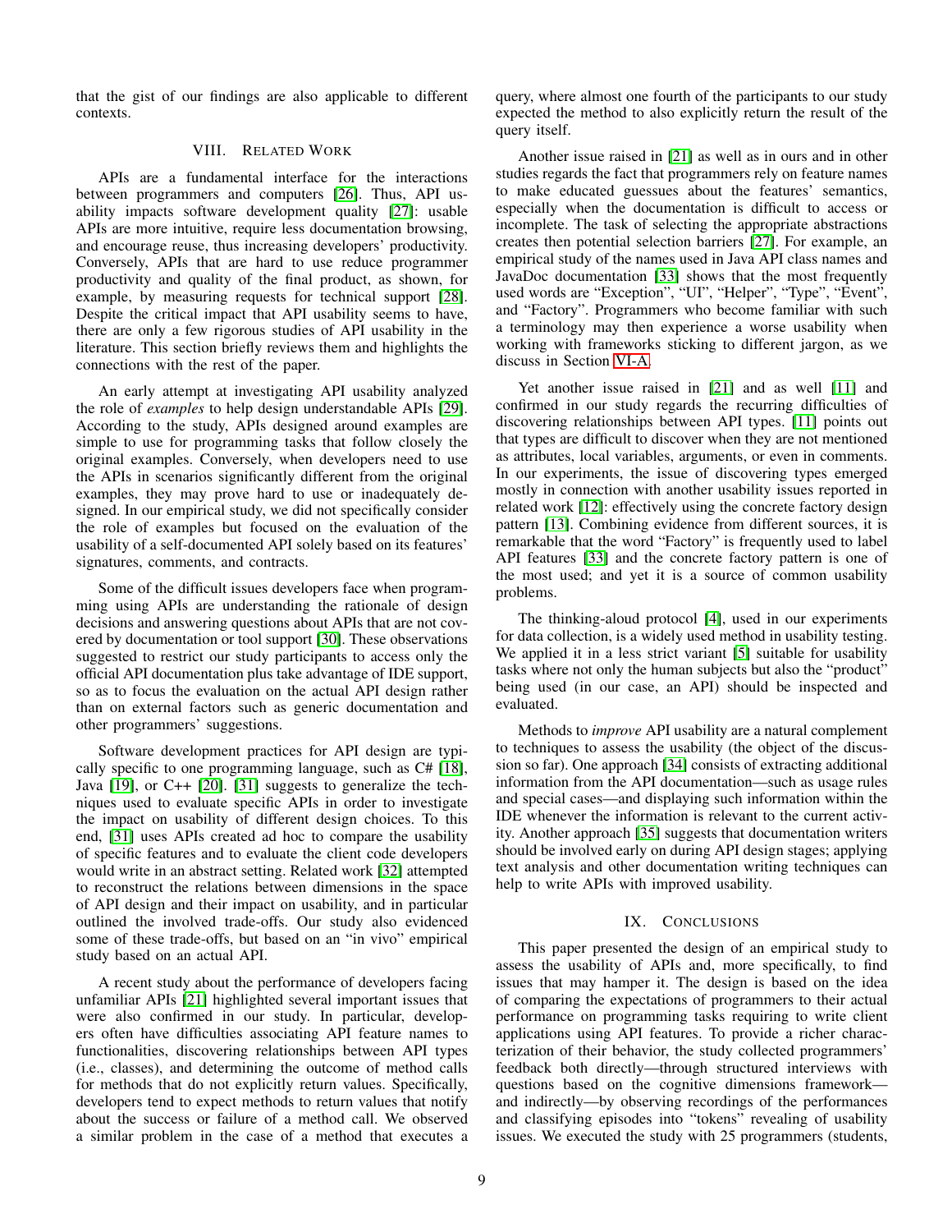that the gist of our findings are also applicable to different contexts.

## VIII. Related Work

APIs are a fundamental interface for the interactions between programmers and computers [26]. Thus, API usability impacts software development quality [27]: usable APIs are more intuitive, require less documentation browsing, and encourage reuse, thus increasing developers' productivity. Conversely, APIs that are hard to use reduce programmer productivity and quality of the final product, as shown, for example, by measuring requests for technical support [28]. Despite the critical impact that API usability seems to have, there are only a few rigorous studies of API usability in the literature. This section briefly reviews them and highlights the connections with the rest of the paper.

An early attempt at investigating API usability analyzed the role of *examples* to help design understandable APIs [29]. According to the study, APIs designed around examples are simple to use for programming tasks that follow closely the original examples. Conversely, when developers need to use the APIs in scenarios significantly different from the original examples, they may prove hard to use or inadequately designed. In our empirical study, we did not specifically consider the role of examples but focused on the evaluation of the usability of a self-documented API solely based on its features' signatures, comments, and contracts.

Some of the difficult issues developers face when programming using APIs are understanding the rationale of design decisions and answering questions about APIs that are not covered by documentation or tool support [30]. These observations suggested to restrict our study participants to access only the official API documentation plus take advantage of IDE support, so as to focus the evaluation on the actual API design rather than on external factors such as generic documentation and other programmers' suggestions.

Software development practices for API design are typically specific to one programming language, such as C# [18], Java [19], or C++ [20]. [31] suggests to generalize the techniques used to evaluate specific APIs in order to investigate the impact on usability of different design choices. To this end, [31] uses APIs created ad hoc to compare the usability of specific features and to evaluate the client code developers would write in an abstract setting. Related work [32] attempted to reconstruct the relations between dimensions in the space of API design and their impact on usability, and in particular outlined the involved trade-offs. Our study also evidenced some of these trade-offs, but based on an "in vivo" empirical study based on an actual API.

A recent study about the performance of developers facing unfamiliar APIs [21] highlighted several important issues that were also confirmed in our study. In particular, developers often have difficulties associating API feature names to functionalities, discovering relationships between API types (i.e., classes), and determining the outcome of method calls for methods that do not explicitly return values. Specifically, developers tend to expect methods to return values that notify about the success or failure of a method call. We observed a similar problem in the case of a method that executes a query, where almost one fourth of the participants to our study expected the method to also explicitly return the result of the query itself.

Another issue raised in [21] as well as in ours and in other studies regards the fact that programmers rely on feature names to make educated guessues about the features' semantics, especially when the documentation is difficult to access or incomplete. The task of selecting the appropriate abstractions creates then potential selection barriers [27]. For example, an empirical study of the names used in Java API class names and JavaDoc documentation [33] shows that the most frequently used words are "Exception", "UI", "Helper", "Type", "Event", and "Factory". Programmers who become familiar with such a terminology may then experience a worse usability when working with frameworks sticking to different jargon, as we discuss in Section VI-A.

Yet another issue raised in [21] and as well [11] and confirmed in our study regards the recurring difficulties of discovering relationships between API types. [11] points out that types are difficult to discover when they are not mentioned as attributes, local variables, arguments, or even in comments. In our experiments, the issue of discovering types emerged mostly in connection with another usability issues reported in related work [12]: effectively using the concrete factory design pattern [13]. Combining evidence from different sources, it is remarkable that the word "Factory" is frequently used to label API features [33] and the concrete factory pattern is one of the most used; and yet it is a source of common usability problems.

The thinking-aloud protocol [4], used in our experiments for data collection, is a widely used method in usability testing. We applied it in a less strict variant [5] suitable for usability tasks where not only the human subjects but also the "product" being used (in our case, an API) should be inspected and evaluated.

Methods to *improve* API usability are a natural complement to techniques to assess the usability (the object of the discussion so far). One approach [34] consists of extracting additional information from the API documentation—such as usage rules and special cases—and displaying such information within the IDE whenever the information is relevant to the current activity. Another approach [35] suggests that documentation writers should be involved early on during API design stages; applying text analysis and other documentation writing techniques can help to write APIs with improved usability.

## IX. Conclusions

This paper presented the design of an empirical study to assess the usability of APIs and, more specifically, to find issues that may hamper it. The design is based on the idea of comparing the expectations of programmers to their actual performance on programming tasks requiring to write client applications using API features. To provide a richer characterization of their behavior, the study collected programmers' feedback both directly—through structured interviews with questions based on the cognitive dimensions framework—and indirectly—by observing recordings of the performances and classifying episodes into "tokens" revealing of usability issues. We executed the study with 25 programmers (students,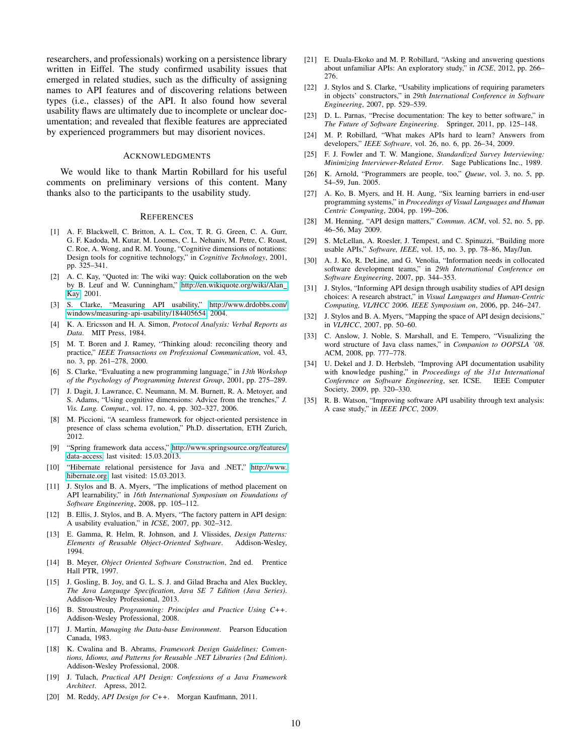researchers, and professionals) working on a persistence library written in Eiffel. The study confirmed usability issues that emerged in related studies, such as the difficulty of assigning names to API features and of discovering relations between types (i.e., classes) of the API. It also found how several usability flaws are ultimately due to incomplete or unclear documentation; and revealed that flexible features are appreciated by experienced programmers but may disorient novices.

## Acknowledgments

We would like to thank Martin Robillard for his useful comments on preliminary versions of this content. Many thanks also to the participants to the usability study.

## References

[1] A. F. Blackwell, C. Britton, A. L. Cox, T. R. G. Green, C. A. Gurr, G. F. Kadoda, M. Kutar, M. Loomes, C. L. Nehaniv, M. Petre, C. Roast, C. Roe, A. Wong, and R. M. Young, "Cognitive dimensions of notations: Design tools for cognitive technology," in *Cognitive Technology*, 2001, pp. 325–341.

[2] A. C. Kay, "Quoted in: The wiki way: Quick collaboration on the web by B. Leuf and W. Cunningham," http://en.wikiquote.org/wiki/Alan_Kay, 2001.

[3] S. Clarke, "Measuring API usability," http://www.drdobbs.com/windows/measuring-api-usability/184405654, 2004.

[4] K. A. Ericsson and H. A. Simon, *Protocol Analysis: Verbal Reports as Data*. MIT Press, 1984.

[5] M. T. Boren and J. Ramey, "Thinking aloud: reconciling theory and practice," *IEEE Transactions on Professional Communication*, vol. 43, no. 3, pp. 261–278, 2000.

[6] S. Clarke, "Evaluating a new programming language," in *13th Workshop of the Psychology of Programming Interest Group*, 2001, pp. 275–289.

[7] J. Dagit, J. Lawrance, C. Neumann, M. M. Burnett, R. A. Metoyer, and S. Adams, "Using cognitive dimensions: Advice from the trenches," *J. Vis. Lang. Comput.*, vol. 17, no. 4, pp. 302–327, 2006.

[8] M. Piccioni, "A seamless framework for object-oriented persistence in presence of class schema evolution," Ph.D. dissertation, ETH Zurich, 2012.

[9] "Spring framework data access," http://www.springsource.org/features/data-access, last visited: 15.03.2013.

[10] "Hibernate relational persistence for Java and .NET," http://www.hibernate.org, last visited: 15.03.2013.

[11] J. Stylos and B. A. Myers, "The implications of method placement on API learnability," in *16th International Symposium on Foundations of Software Engineering*, 2008, pp. 105–112.

[12] B. Ellis, J. Stylos, and B. A. Myers, "The factory pattern in API design: A usability evaluation," in *ICSE*, 2007, pp. 302–312.

[13] E. Gamma, R. Helm, R. Johnson, and J. Vlissides, *Design Patterns: Elements of Reusable Object-Oriented Software*. Addison-Wesley, 1994.

[14] B. Meyer, *Object Oriented Software Construction*, 2nd ed. Prentice Hall PTR, 1997.

[15] J. Gosling, B. Joy, and G. L. S. J. and Gilad Bracha and Alex Buckley, *The Java Language Specification, Java SE 7 Edition (Java Series)*. Addison-Wesley Professional, 2013.

[16] B. Stroustroup, *Programming: Principles and Practice Using C++*. Addison-Wesley Professional, 2008.

[17] J. Martin, *Managing the Data-base Environment*. Pearson Education Canada, 1983.

[18] K. Cwalina and B. Abrams, *Framework Design Guidelines: Conventions, Idioms, and Patterns for Reusable .NET Libraries (2nd Edition)*. Addison-Wesley Professional, 2008.

[19] J. Tulach, *Practical API Design: Confessions of a Java Framework Architect*. Apress, 2012.

[20] M. Reddy, *API Design for C++*. Morgan Kaufmann, 2011.

[21] E. Duala-Ekoko and M. P. Robillard, "Asking and answering questions about unfamiliar APIs: An exploratory study," in *ICSE*, 2012, pp. 266–276.

[22] J. Stylos and S. Clarke, "Usability implications of requiring parameters in objects' constructors," in *29th International Conference in Software Engineering*, 2007, pp. 529–539.

[23] D. L. Parnas, "Precise documentation: The key to better software," in *The Future of Software Engineering*. Springer, 2011, pp. 125–148.

[24] M. P. Robillard, "What makes APIs hard to learn? Answers from developers," *IEEE Software*, vol. 26, no. 6, pp. 26–34, 2009.

[25] F. J. Fowler and T. W. Mangione, *Standardized Survey Interviewing: Minimizing Interviewer-Related Error*. Sage Publications Inc., 1989.

[26] K. Arnold, "Programmers are people, too," *Queue*, vol. 3, no. 5, pp. 54–59, Jun. 2005.

[27] A. Ko, B. Myers, and H. H. Aung, "Six learning barriers in end-user programming systems," in *Proceedings of Visual Languages and Human Centric Computing*, 2004, pp. 199–206.

[28] M. Henning, "API design matters," *Commun. ACM*, vol. 52, no. 5, pp. 46–56, May 2009.

[29] S. McLellan, A. Roesler, J. Tempest, and C. Spinuzzi, "Building more usable APIs," *Software, IEEE*, vol. 15, no. 3, pp. 78–86, May/Jun.

[30] A. J. Ko, R. DeLine, and G. Venolia, "Information needs in collocated software development teams," in *29th International Conference on Software Engineering*, 2007, pp. 344–353.

[31] J. Stylos, "Informing API design through usability studies of API design choices: A research abstract," in *Visual Languages and Human-Centric Computing, VL/HCC 2006. IEEE Symposium on*, 2006, pp. 246–247.

[32] J. Stylos and B. A. Myers, "Mapping the space of API design decisions," in *VL/HCC*, 2007, pp. 50–60.

[33] C. Anslow, J. Noble, S. Marshall, and E. Tempero, "Visualizing the word structure of Java class names," in *Companion to OOPSLA '08*. ACM, 2008, pp. 777–778.

[34] U. Dekel and J. D. Herbsleb, "Improving API documentation usability with knowledge pushing," in *Proceedings of the 31st International Conference on Software Engineering*, ser. ICSE. IEEE Computer Society, 2009, pp. 320–330.

[35] R. B. Watson, "Improving software API usability through text analysis: A case study," in *IEEE IPCC*, 2009.